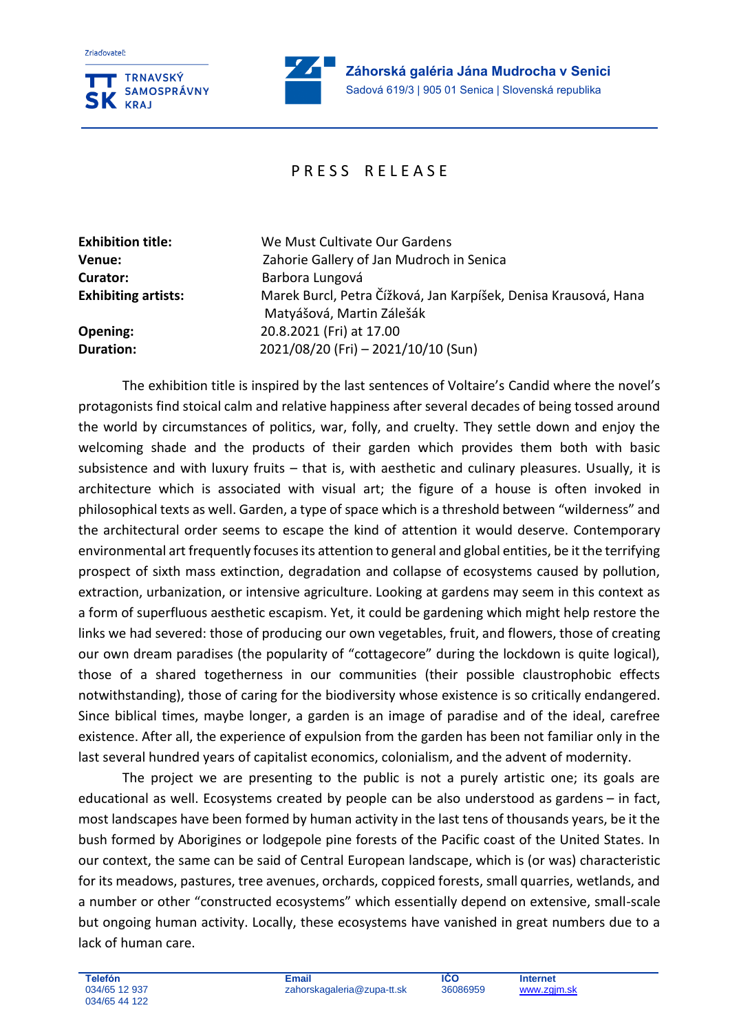Zriaďovateľ:

TRNAVSKÝ SAMOSPRÁVNY KRAJ

**Záhorská galéria Jána Mudrocha v Senici**
Sadová 619/3 | 905 01 Senica | Slovenská republika

# PRESS RELEASE

| | |
|---|---|
| **Exhibition title:** | We Must Cultivate Our Gardens |
| **Venue:** | Zahorie Gallery of Jan Mudroch in Senica |
| **Curator:** | Barbora Lungová |
| **Exhibiting artists:** | Marek Burcl, Petra Čížková, Jan Karpíšek, Denisa Krausová, Hana Matyášová, Martin Zálešák |
| **Opening:** | 20.8.2021 (Fri) at 17.00 |
| **Duration:** | 2021/08/20 (Fri) – 2021/10/10 (Sun) |

The exhibition title is inspired by the last sentences of Voltaire's Candid where the novel's protagonists find stoical calm and relative happiness after several decades of being tossed around the world by circumstances of politics, war, folly, and cruelty. They settle down and enjoy the welcoming shade and the products of their garden which provides them both with basic subsistence and with luxury fruits – that is, with aesthetic and culinary pleasures. Usually, it is architecture which is associated with visual art; the figure of a house is often invoked in philosophical texts as well. Garden, a type of space which is a threshold between "wilderness" and the architectural order seems to escape the kind of attention it would deserve. Contemporary environmental art frequently focuses its attention to general and global entities, be it the terrifying prospect of sixth mass extinction, degradation and collapse of ecosystems caused by pollution, extraction, urbanization, or intensive agriculture. Looking at gardens may seem in this context as a form of superfluous aesthetic escapism. Yet, it could be gardening which might help restore the links we had severed: those of producing our own vegetables, fruit, and flowers, those of creating our own dream paradises (the popularity of "cottagecore" during the lockdown is quite logical), those of a shared togetherness in our communities (their possible claustrophobic effects notwithstanding), those of caring for the biodiversity whose existence is so critically endangered. Since biblical times, maybe longer, a garden is an image of paradise and of the ideal, carefree existence. After all, the experience of expulsion from the garden has been not familiar only in the last several hundred years of capitalist economics, colonialism, and the advent of modernity.

The project we are presenting to the public is not a purely artistic one; its goals are educational as well. Ecosystems created by people can be also understood as gardens – in fact, most landscapes have been formed by human activity in the last tens of thousands years, be it the bush formed by Aborigines or lodgepole pine forests of the Pacific coast of the United States. In our context, the same can be said of Central European landscape, which is (or was) characteristic for its meadows, pastures, tree avenues, orchards, coppiced forests, small quarries, wetlands, and a number or other "constructed ecosystems" which essentially depend on extensive, small-scale but ongoing human activity. Locally, these ecosystems have vanished in great numbers due to a lack of human care.

| Telefón | Email | IČO | Internet |
|---|---|---|---|
| 034/65 12 937<br>034/65 44 122 | zahorskagaleria@zupa-tt.sk | 36086959 | www.zgjm.sk |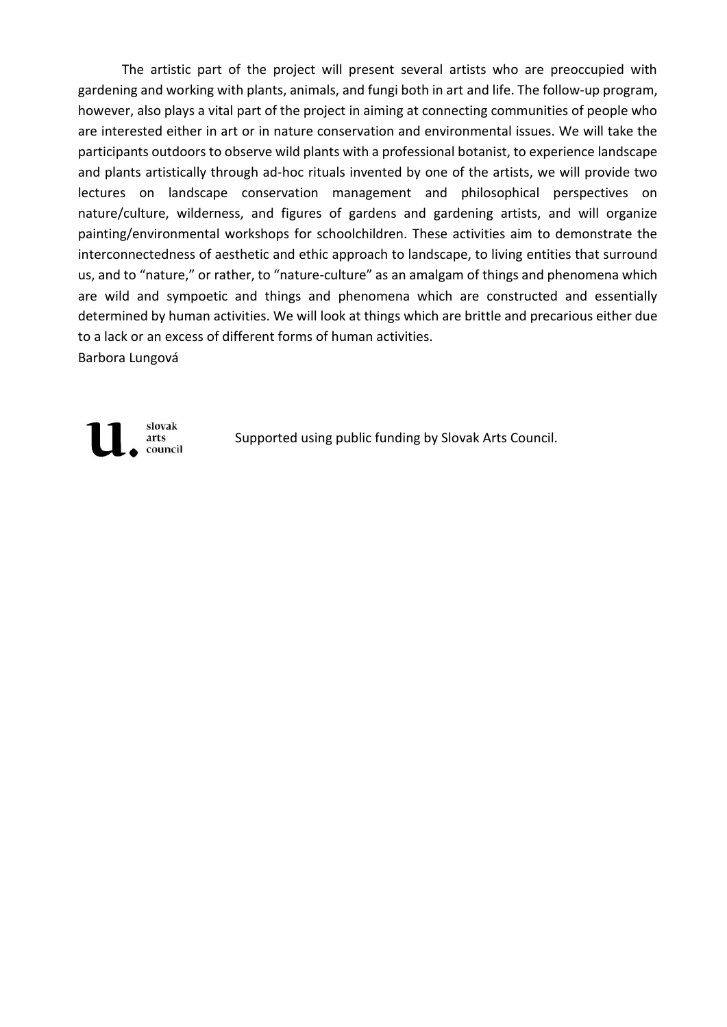The artistic part of the project will present several artists who are preoccupied with gardening and working with plants, animals, and fungi both in art and life. The follow-up program, however, also plays a vital part of the project in aiming at connecting communities of people who are interested either in art or in nature conservation and environmental issues. We will take the participants outdoors to observe wild plants with a professional botanist, to experience landscape and plants artistically through ad-hoc rituals invented by one of the artists, we will provide two lectures on landscape conservation management and philosophical perspectives on nature/culture, wilderness, and figures of gardens and gardening artists, and will organize painting/environmental workshops for schoolchildren. These activities aim to demonstrate the interconnectedness of aesthetic and ethic approach to landscape, to living entities that surround us, and to "nature," or rather, to "nature-culture" as an amalgam of things and phenomena which are wild and sympoetic and things and phenomena which are constructed and essentially determined by human activities. We will look at things which are brittle and precarious either due to a lack or an excess of different forms of human activities.

Barbora Lungová

slovak arts council

Supported using public funding by Slovak Arts Council.